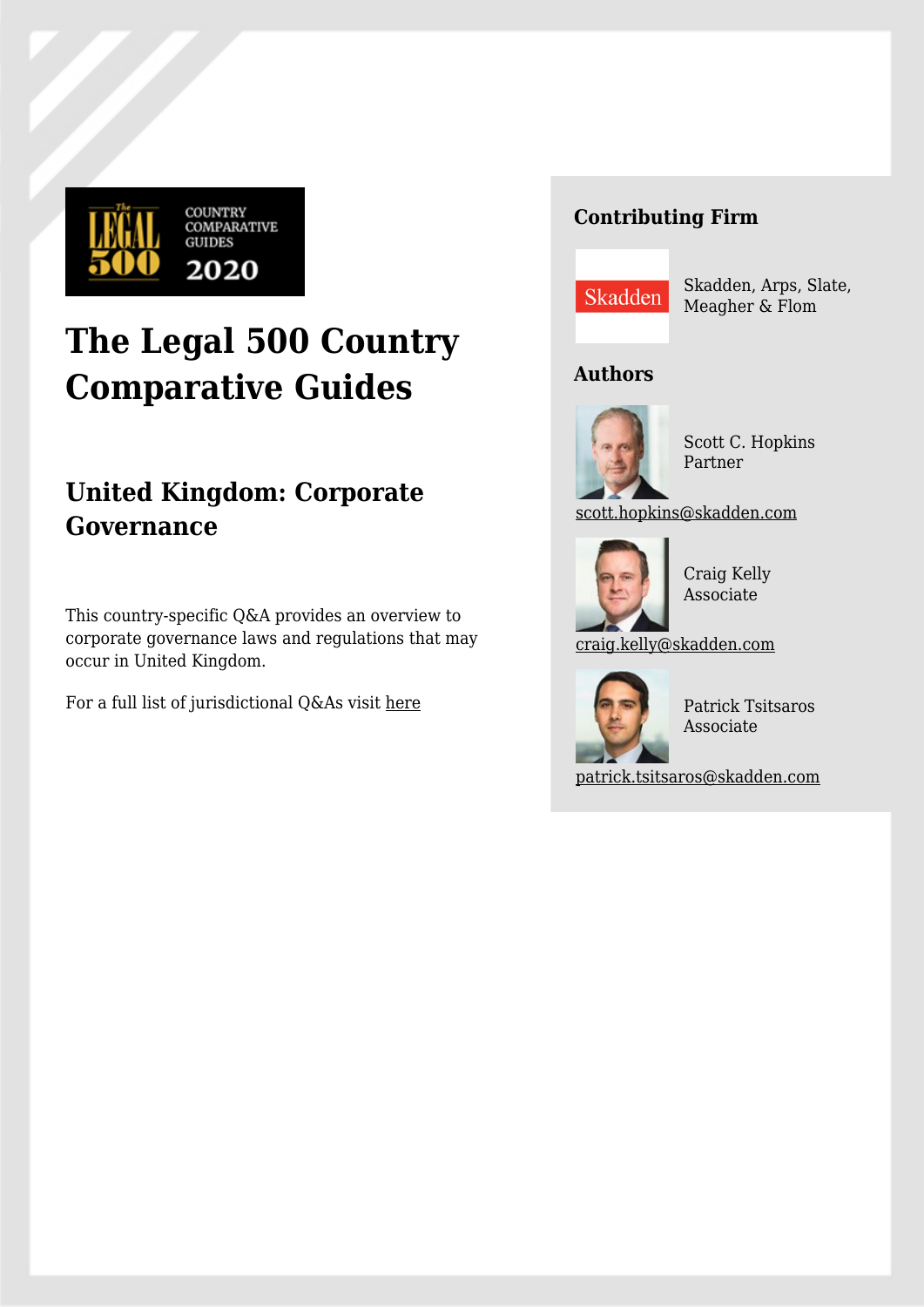# The Legal 500 Country Comparative Guides

## United Kingdom: Corporate Governance

This country-specific Q&A provides an overview to corporate governance laws and regulations that may occur in United Kingdom.

For a full list of jurisdictional Q&As visit here

### Contributing Firm

Skadden, Arps, Slate, Meagher & Flom

### Authors

Scott C. Hopkins
Partner
scott.hopkins@skadden.com

Craig Kelly
Associate
craig.kelly@skadden.com

Patrick Tsitsaros
Associate
patrick.tsitsaros@skadden.com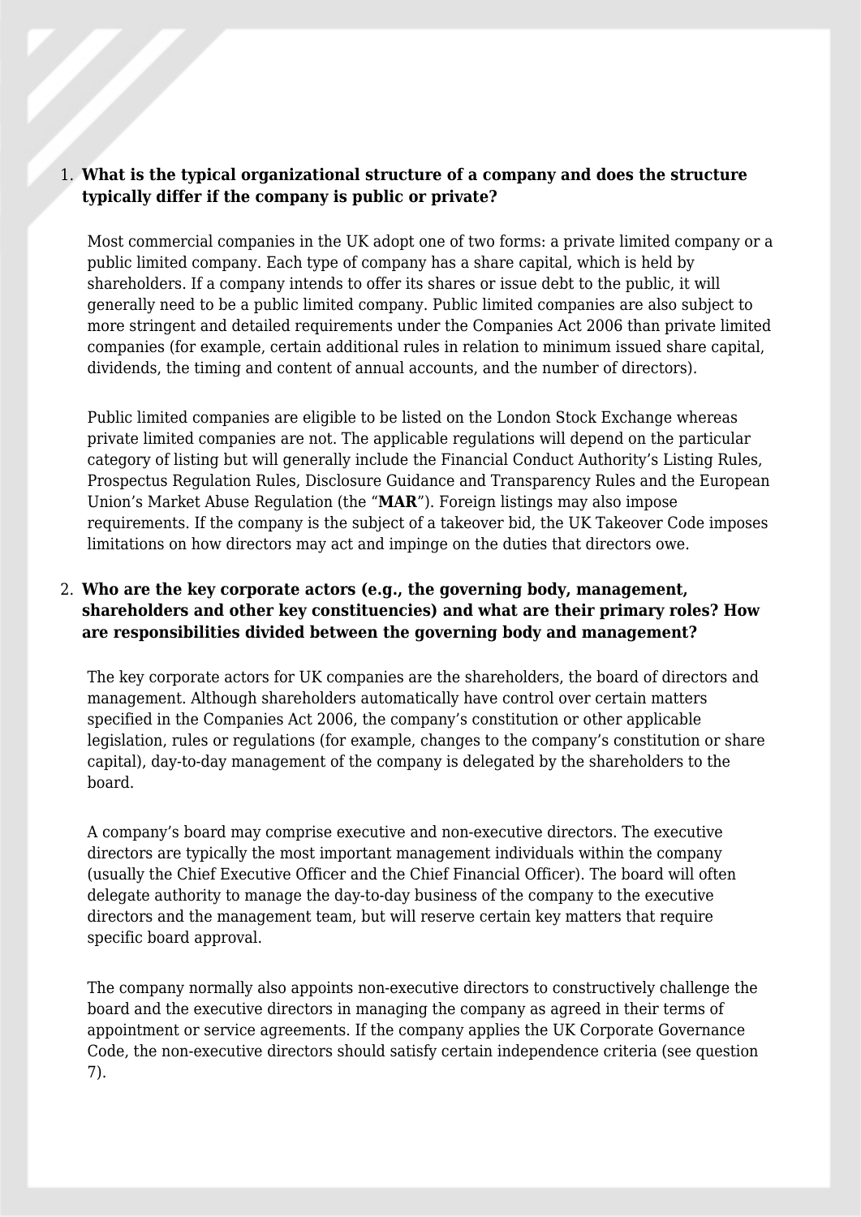1. **What is the typical organizational structure of a company and does the structure typically differ if the company is public or private?**

   Most commercial companies in the UK adopt one of two forms: a private limited company or a public limited company. Each type of company has a share capital, which is held by shareholders. If a company intends to offer its shares or issue debt to the public, it will generally need to be a public limited company. Public limited companies are also subject to more stringent and detailed requirements under the Companies Act 2006 than private limited companies (for example, certain additional rules in relation to minimum issued share capital, dividends, the timing and content of annual accounts, and the number of directors).

   Public limited companies are eligible to be listed on the London Stock Exchange whereas private limited companies are not. The applicable regulations will depend on the particular category of listing but will generally include the Financial Conduct Authority's Listing Rules, Prospectus Regulation Rules, Disclosure Guidance and Transparency Rules and the European Union's Market Abuse Regulation (the "**MAR**"). Foreign listings may also impose requirements. If the company is the subject of a takeover bid, the UK Takeover Code imposes limitations on how directors may act and impinge on the duties that directors owe.

2. **Who are the key corporate actors (e.g., the governing body, management, shareholders and other key constituencies) and what are their primary roles? How are responsibilities divided between the governing body and management?**

   The key corporate actors for UK companies are the shareholders, the board of directors and management. Although shareholders automatically have control over certain matters specified in the Companies Act 2006, the company's constitution or other applicable legislation, rules or regulations (for example, changes to the company's constitution or share capital), day-to-day management of the company is delegated by the shareholders to the board.

   A company's board may comprise executive and non-executive directors. The executive directors are typically the most important management individuals within the company (usually the Chief Executive Officer and the Chief Financial Officer). The board will often delegate authority to manage the day-to-day business of the company to the executive directors and the management team, but will reserve certain key matters that require specific board approval.

   The company normally also appoints non-executive directors to constructively challenge the board and the executive directors in managing the company as agreed in their terms of appointment or service agreements. If the company applies the UK Corporate Governance Code, the non-executive directors should satisfy certain independence criteria (see question 7).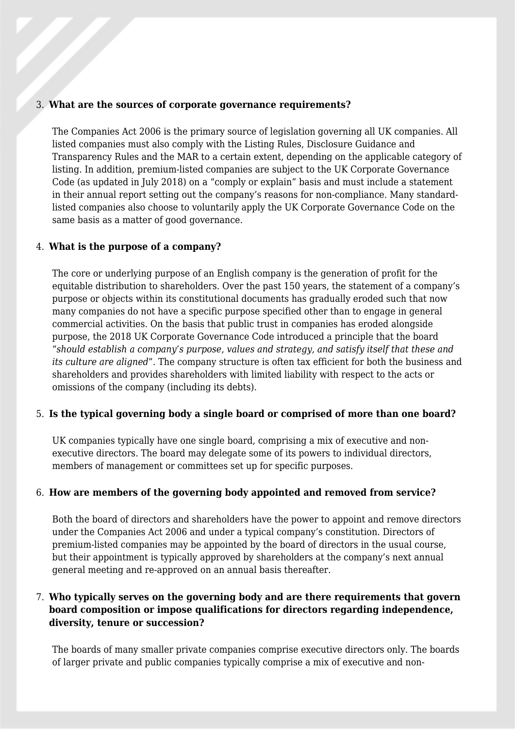3. **What are the sources of corporate governance requirements?**

   The Companies Act 2006 is the primary source of legislation governing all UK companies. All listed companies must also comply with the Listing Rules, Disclosure Guidance and Transparency Rules and the MAR to a certain extent, depending on the applicable category of listing. In addition, premium-listed companies are subject to the UK Corporate Governance Code (as updated in July 2018) on a "comply or explain" basis and must include a statement in their annual report setting out the company's reasons for non-compliance. Many standard-listed companies also choose to voluntarily apply the UK Corporate Governance Code on the same basis as a matter of good governance.

4. **What is the purpose of a company?**

   The core or underlying purpose of an English company is the generation of profit for the equitable distribution to shareholders. Over the past 150 years, the statement of a company's purpose or objects within its constitutional documents has gradually eroded such that now many companies do not have a specific purpose specified other than to engage in general commercial activities. On the basis that public trust in companies has eroded alongside purpose, the 2018 UK Corporate Governance Code introduced a principle that the board "*should establish a company's purpose, values and strategy, and satisfy itself that these and its culture are aligned*". The company structure is often tax efficient for both the business and shareholders and provides shareholders with limited liability with respect to the acts or omissions of the company (including its debts).

5. **Is the typical governing body a single board or comprised of more than one board?**

   UK companies typically have one single board, comprising a mix of executive and non-executive directors. The board may delegate some of its powers to individual directors, members of management or committees set up for specific purposes.

6. **How are members of the governing body appointed and removed from service?**

   Both the board of directors and shareholders have the power to appoint and remove directors under the Companies Act 2006 and under a typical company's constitution. Directors of premium-listed companies may be appointed by the board of directors in the usual course, but their appointment is typically approved by shareholders at the company's next annual general meeting and re-approved on an annual basis thereafter.

7. **Who typically serves on the governing body and are there requirements that govern board composition or impose qualifications for directors regarding independence, diversity, tenure or succession?**

   The boards of many smaller private companies comprise executive directors only. The boards of larger private and public companies typically comprise a mix of executive and non-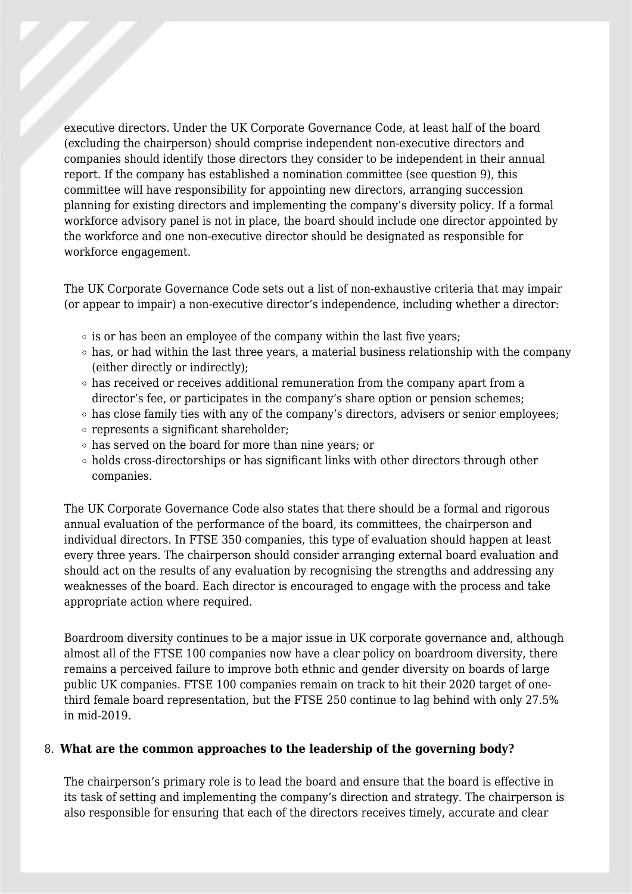executive directors. Under the UK Corporate Governance Code, at least half of the board (excluding the chairperson) should comprise independent non-executive directors and companies should identify those directors they consider to be independent in their annual report. If the company has established a nomination committee (see question 9), this committee will have responsibility for appointing new directors, arranging succession planning for existing directors and implementing the company's diversity policy. If a formal workforce advisory panel is not in place, the board should include one director appointed by the workforce and one non-executive director should be designated as responsible for workforce engagement.

The UK Corporate Governance Code sets out a list of non-exhaustive criteria that may impair (or appear to impair) a non-executive director's independence, including whether a director:

- is or has been an employee of the company within the last five years;
- has, or had within the last three years, a material business relationship with the company (either directly or indirectly);
- has received or receives additional remuneration from the company apart from a director's fee, or participates in the company's share option or pension schemes;
- has close family ties with any of the company's directors, advisers or senior employees;
- represents a significant shareholder;
- has served on the board for more than nine years; or
- holds cross-directorships or has significant links with other directors through other companies.

The UK Corporate Governance Code also states that there should be a formal and rigorous annual evaluation of the performance of the board, its committees, the chairperson and individual directors. In FTSE 350 companies, this type of evaluation should happen at least every three years. The chairperson should consider arranging external board evaluation and should act on the results of any evaluation by recognising the strengths and addressing any weaknesses of the board. Each director is encouraged to engage with the process and take appropriate action where required.

Boardroom diversity continues to be a major issue in UK corporate governance and, although almost all of the FTSE 100 companies now have a clear policy on boardroom diversity, there remains a perceived failure to improve both ethnic and gender diversity on boards of large public UK companies. FTSE 100 companies remain on track to hit their 2020 target of one-third female board representation, but the FTSE 250 continue to lag behind with only 27.5% in mid-2019.

8. **What are the common approaches to the leadership of the governing body?**

The chairperson's primary role is to lead the board and ensure that the board is effective in its task of setting and implementing the company's direction and strategy. The chairperson is also responsible for ensuring that each of the directors receives timely, accurate and clear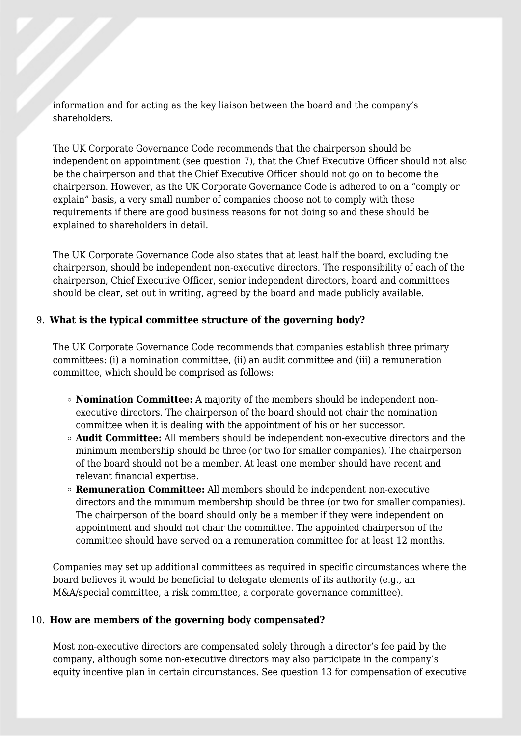information and for acting as the key liaison between the board and the company's shareholders.

The UK Corporate Governance Code recommends that the chairperson should be independent on appointment (see question 7), that the Chief Executive Officer should not also be the chairperson and that the Chief Executive Officer should not go on to become the chairperson. However, as the UK Corporate Governance Code is adhered to on a "comply or explain" basis, a very small number of companies choose not to comply with these requirements if there are good business reasons for not doing so and these should be explained to shareholders in detail.

The UK Corporate Governance Code also states that at least half the board, excluding the chairperson, should be independent non-executive directors. The responsibility of each of the chairperson, Chief Executive Officer, senior independent directors, board and committees should be clear, set out in writing, agreed by the board and made publicly available.

9. **What is the typical committee structure of the governing body?**

The UK Corporate Governance Code recommends that companies establish three primary committees: (i) a nomination committee, (ii) an audit committee and (iii) a remuneration committee, which should be comprised as follows:

- **Nomination Committee:** A majority of the members should be independent non-executive directors. The chairperson of the board should not chair the nomination committee when it is dealing with the appointment of his or her successor.
- **Audit Committee:** All members should be independent non-executive directors and the minimum membership should be three (or two for smaller companies). The chairperson of the board should not be a member. At least one member should have recent and relevant financial expertise.
- **Remuneration Committee:** All members should be independent non-executive directors and the minimum membership should be three (or two for smaller companies). The chairperson of the board should only be a member if they were independent on appointment and should not chair the committee. The appointed chairperson of the committee should have served on a remuneration committee for at least 12 months.

Companies may set up additional committees as required in specific circumstances where the board believes it would be beneficial to delegate elements of its authority (e.g., an M&A/special committee, a risk committee, a corporate governance committee).

10. **How are members of the governing body compensated?**

Most non-executive directors are compensated solely through a director's fee paid by the company, although some non-executive directors may also participate in the company's equity incentive plan in certain circumstances. See question 13 for compensation of executive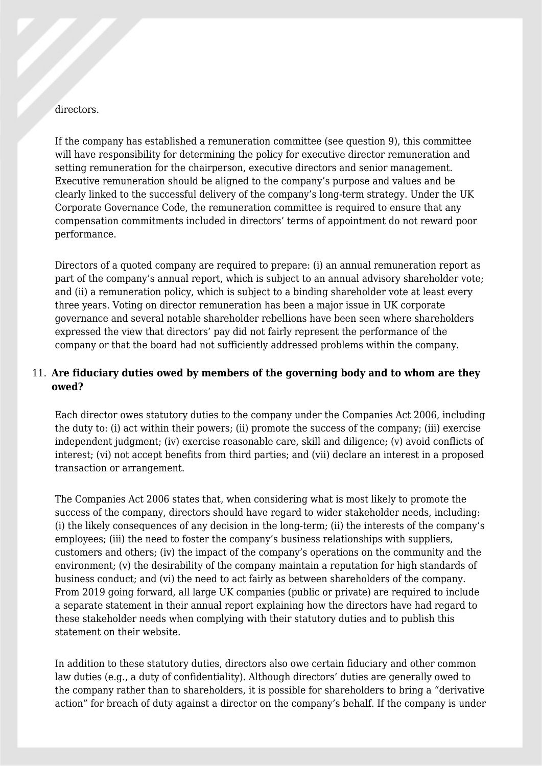directors.

If the company has established a remuneration committee (see question 9), this committee will have responsibility for determining the policy for executive director remuneration and setting remuneration for the chairperson, executive directors and senior management. Executive remuneration should be aligned to the company's purpose and values and be clearly linked to the successful delivery of the company's long-term strategy. Under the UK Corporate Governance Code, the remuneration committee is required to ensure that any compensation commitments included in directors' terms of appointment do not reward poor performance.

Directors of a quoted company are required to prepare: (i) an annual remuneration report as part of the company's annual report, which is subject to an annual advisory shareholder vote; and (ii) a remuneration policy, which is subject to a binding shareholder vote at least every three years. Voting on director remuneration has been a major issue in UK corporate governance and several notable shareholder rebellions have been seen where shareholders expressed the view that directors' pay did not fairly represent the performance of the company or that the board had not sufficiently addressed problems within the company.

11. **Are fiduciary duties owed by members of the governing body and to whom are they owed?**

Each director owes statutory duties to the company under the Companies Act 2006, including the duty to: (i) act within their powers; (ii) promote the success of the company; (iii) exercise independent judgment; (iv) exercise reasonable care, skill and diligence; (v) avoid conflicts of interest; (vi) not accept benefits from third parties; and (vii) declare an interest in a proposed transaction or arrangement.

The Companies Act 2006 states that, when considering what is most likely to promote the success of the company, directors should have regard to wider stakeholder needs, including: (i) the likely consequences of any decision in the long-term; (ii) the interests of the company's employees; (iii) the need to foster the company's business relationships with suppliers, customers and others; (iv) the impact of the company's operations on the community and the environment; (v) the desirability of the company maintain a reputation for high standards of business conduct; and (vi) the need to act fairly as between shareholders of the company. From 2019 going forward, all large UK companies (public or private) are required to include a separate statement in their annual report explaining how the directors have had regard to these stakeholder needs when complying with their statutory duties and to publish this statement on their website.

In addition to these statutory duties, directors also owe certain fiduciary and other common law duties (e.g., a duty of confidentiality). Although directors' duties are generally owed to the company rather than to shareholders, it is possible for shareholders to bring a "derivative action" for breach of duty against a director on the company's behalf. If the company is under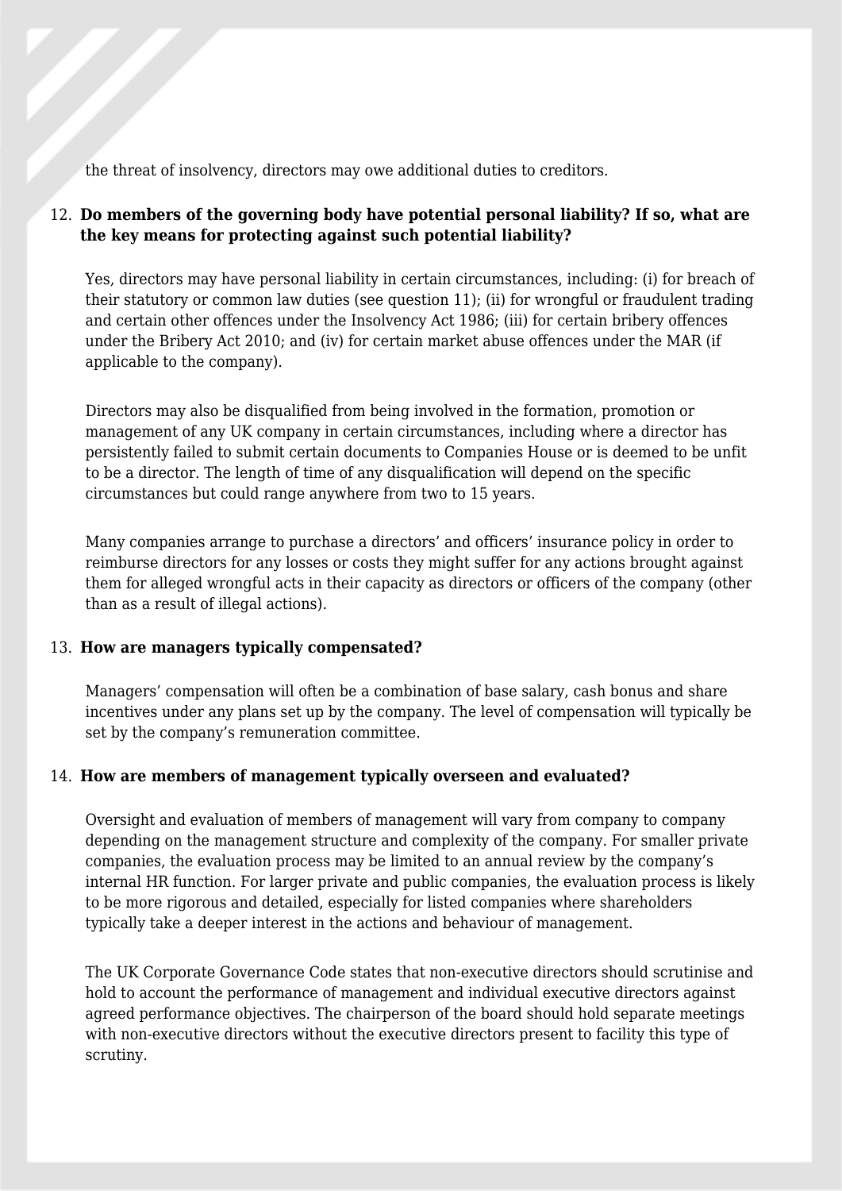the threat of insolvency, directors may owe additional duties to creditors.

12. **Do members of the governing body have potential personal liability? If so, what are the key means for protecting against such potential liability?**

Yes, directors may have personal liability in certain circumstances, including: (i) for breach of their statutory or common law duties (see question 11); (ii) for wrongful or fraudulent trading and certain other offences under the Insolvency Act 1986; (iii) for certain bribery offences under the Bribery Act 2010; and (iv) for certain market abuse offences under the MAR (if applicable to the company).

Directors may also be disqualified from being involved in the formation, promotion or management of any UK company in certain circumstances, including where a director has persistently failed to submit certain documents to Companies House or is deemed to be unfit to be a director. The length of time of any disqualification will depend on the specific circumstances but could range anywhere from two to 15 years.

Many companies arrange to purchase a directors' and officers' insurance policy in order to reimburse directors for any losses or costs they might suffer for any actions brought against them for alleged wrongful acts in their capacity as directors or officers of the company (other than as a result of illegal actions).

13. **How are managers typically compensated?**

Managers' compensation will often be a combination of base salary, cash bonus and share incentives under any plans set up by the company. The level of compensation will typically be set by the company's remuneration committee.

14. **How are members of management typically overseen and evaluated?**

Oversight and evaluation of members of management will vary from company to company depending on the management structure and complexity of the company. For smaller private companies, the evaluation process may be limited to an annual review by the company's internal HR function. For larger private and public companies, the evaluation process is likely to be more rigorous and detailed, especially for listed companies where shareholders typically take a deeper interest in the actions and behaviour of management.

The UK Corporate Governance Code states that non-executive directors should scrutinise and hold to account the performance of management and individual executive directors against agreed performance objectives. The chairperson of the board should hold separate meetings with non-executive directors without the executive directors present to facility this type of scrutiny.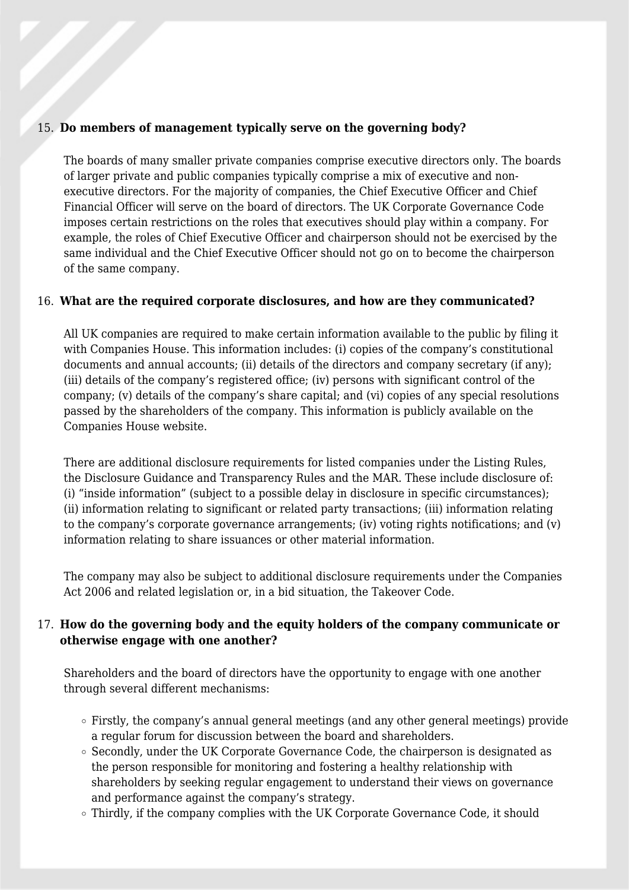15. **Do members of management typically serve on the governing body?**

    The boards of many smaller private companies comprise executive directors only. The boards of larger private and public companies typically comprise a mix of executive and non-executive directors. For the majority of companies, the Chief Executive Officer and Chief Financial Officer will serve on the board of directors. The UK Corporate Governance Code imposes certain restrictions on the roles that executives should play within a company. For example, the roles of Chief Executive Officer and chairperson should not be exercised by the same individual and the Chief Executive Officer should not go on to become the chairperson of the same company.

16. **What are the required corporate disclosures, and how are they communicated?**

    All UK companies are required to make certain information available to the public by filing it with Companies House. This information includes: (i) copies of the company's constitutional documents and annual accounts; (ii) details of the directors and company secretary (if any); (iii) details of the company's registered office; (iv) persons with significant control of the company; (v) details of the company's share capital; and (vi) copies of any special resolutions passed by the shareholders of the company. This information is publicly available on the Companies House website.

    There are additional disclosure requirements for listed companies under the Listing Rules, the Disclosure Guidance and Transparency Rules and the MAR. These include disclosure of: (i) "inside information" (subject to a possible delay in disclosure in specific circumstances); (ii) information relating to significant or related party transactions; (iii) information relating to the company's corporate governance arrangements; (iv) voting rights notifications; and (v) information relating to share issuances or other material information.

    The company may also be subject to additional disclosure requirements under the Companies Act 2006 and related legislation or, in a bid situation, the Takeover Code.

17. **How do the governing body and the equity holders of the company communicate or otherwise engage with one another?**

    Shareholders and the board of directors have the opportunity to engage with one another through several different mechanisms:

    - Firstly, the company's annual general meetings (and any other general meetings) provide a regular forum for discussion between the board and shareholders.
    - Secondly, under the UK Corporate Governance Code, the chairperson is designated as the person responsible for monitoring and fostering a healthy relationship with shareholders by seeking regular engagement to understand their views on governance and performance against the company's strategy.
    - Thirdly, if the company complies with the UK Corporate Governance Code, it should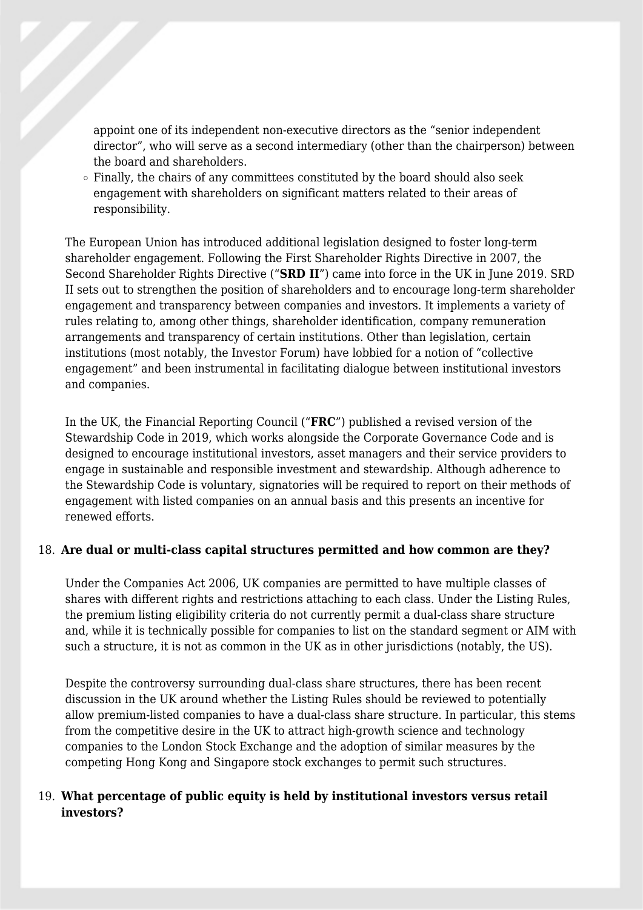appoint one of its independent non-executive directors as the "senior independent director", who will serve as a second intermediary (other than the chairperson) between the board and shareholders.
- Finally, the chairs of any committees constituted by the board should also seek engagement with shareholders on significant matters related to their areas of responsibility.

The European Union has introduced additional legislation designed to foster long-term shareholder engagement. Following the First Shareholder Rights Directive in 2007, the Second Shareholder Rights Directive ("**SRD II**") came into force in the UK in June 2019. SRD II sets out to strengthen the position of shareholders and to encourage long-term shareholder engagement and transparency between companies and investors. It implements a variety of rules relating to, among other things, shareholder identification, company remuneration arrangements and transparency of certain institutions. Other than legislation, certain institutions (most notably, the Investor Forum) have lobbied for a notion of "collective engagement" and been instrumental in facilitating dialogue between institutional investors and companies.

In the UK, the Financial Reporting Council ("**FRC**") published a revised version of the Stewardship Code in 2019, which works alongside the Corporate Governance Code and is designed to encourage institutional investors, asset managers and their service providers to engage in sustainable and responsible investment and stewardship. Although adherence to the Stewardship Code is voluntary, signatories will be required to report on their methods of engagement with listed companies on an annual basis and this presents an incentive for renewed efforts.

18. **Are dual or multi-class capital structures permitted and how common are they?**

Under the Companies Act 2006, UK companies are permitted to have multiple classes of shares with different rights and restrictions attaching to each class. Under the Listing Rules, the premium listing eligibility criteria do not currently permit a dual-class share structure and, while it is technically possible for companies to list on the standard segment or AIM with such a structure, it is not as common in the UK as in other jurisdictions (notably, the US).

Despite the controversy surrounding dual-class share structures, there has been recent discussion in the UK around whether the Listing Rules should be reviewed to potentially allow premium-listed companies to have a dual-class share structure. In particular, this stems from the competitive desire in the UK to attract high-growth science and technology companies to the London Stock Exchange and the adoption of similar measures by the competing Hong Kong and Singapore stock exchanges to permit such structures.

19. **What percentage of public equity is held by institutional investors versus retail investors?**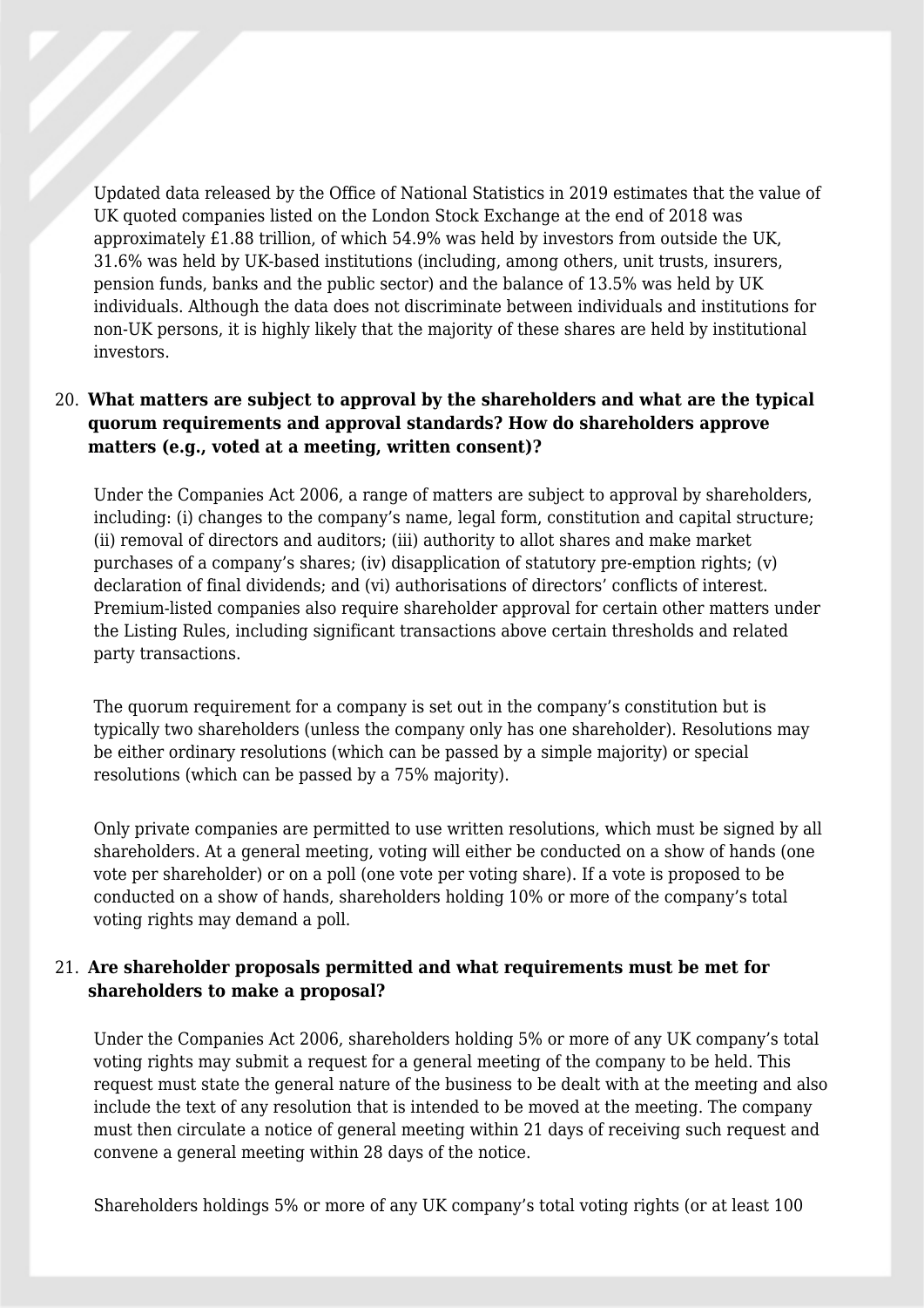Updated data released by the Office of National Statistics in 2019 estimates that the value of UK quoted companies listed on the London Stock Exchange at the end of 2018 was approximately £1.88 trillion, of which 54.9% was held by investors from outside the UK, 31.6% was held by UK-based institutions (including, among others, unit trusts, insurers, pension funds, banks and the public sector) and the balance of 13.5% was held by UK individuals. Although the data does not discriminate between individuals and institutions for non-UK persons, it is highly likely that the majority of these shares are held by institutional investors.

20. **What matters are subject to approval by the shareholders and what are the typical quorum requirements and approval standards? How do shareholders approve matters (e.g., voted at a meeting, written consent)?**

Under the Companies Act 2006, a range of matters are subject to approval by shareholders, including: (i) changes to the company's name, legal form, constitution and capital structure; (ii) removal of directors and auditors; (iii) authority to allot shares and make market purchases of a company's shares; (iv) disapplication of statutory pre-emption rights; (v) declaration of final dividends; and (vi) authorisations of directors' conflicts of interest. Premium-listed companies also require shareholder approval for certain other matters under the Listing Rules, including significant transactions above certain thresholds and related party transactions.

The quorum requirement for a company is set out in the company's constitution but is typically two shareholders (unless the company only has one shareholder). Resolutions may be either ordinary resolutions (which can be passed by a simple majority) or special resolutions (which can be passed by a 75% majority).

Only private companies are permitted to use written resolutions, which must be signed by all shareholders. At a general meeting, voting will either be conducted on a show of hands (one vote per shareholder) or on a poll (one vote per voting share). If a vote is proposed to be conducted on a show of hands, shareholders holding 10% or more of the company's total voting rights may demand a poll.

21. **Are shareholder proposals permitted and what requirements must be met for shareholders to make a proposal?**

Under the Companies Act 2006, shareholders holding 5% or more of any UK company's total voting rights may submit a request for a general meeting of the company to be held. This request must state the general nature of the business to be dealt with at the meeting and also include the text of any resolution that is intended to be moved at the meeting. The company must then circulate a notice of general meeting within 21 days of receiving such request and convene a general meeting within 28 days of the notice.

Shareholders holdings 5% or more of any UK company's total voting rights (or at least 100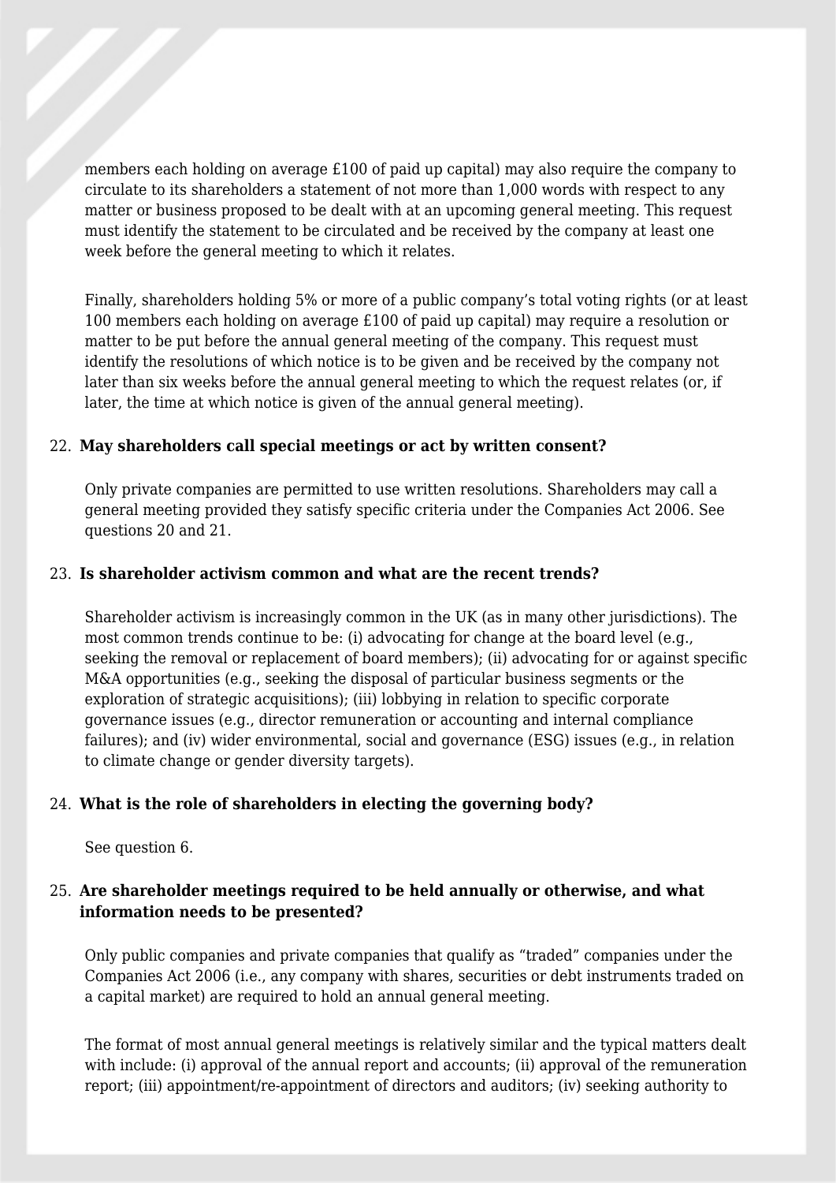members each holding on average £100 of paid up capital) may also require the company to circulate to its shareholders a statement of not more than 1,000 words with respect to any matter or business proposed to be dealt with at an upcoming general meeting. This request must identify the statement to be circulated and be received by the company at least one week before the general meeting to which it relates.

Finally, shareholders holding 5% or more of a public company's total voting rights (or at least 100 members each holding on average £100 of paid up capital) may require a resolution or matter to be put before the annual general meeting of the company. This request must identify the resolutions of which notice is to be given and be received by the company not later than six weeks before the annual general meeting to which the request relates (or, if later, the time at which notice is given of the annual general meeting).

22. **May shareholders call special meetings or act by written consent?**

Only private companies are permitted to use written resolutions. Shareholders may call a general meeting provided they satisfy specific criteria under the Companies Act 2006. See questions 20 and 21.

23. **Is shareholder activism common and what are the recent trends?**

Shareholder activism is increasingly common in the UK (as in many other jurisdictions). The most common trends continue to be: (i) advocating for change at the board level (e.g., seeking the removal or replacement of board members); (ii) advocating for or against specific M&A opportunities (e.g., seeking the disposal of particular business segments or the exploration of strategic acquisitions); (iii) lobbying in relation to specific corporate governance issues (e.g., director remuneration or accounting and internal compliance failures); and (iv) wider environmental, social and governance (ESG) issues (e.g., in relation to climate change or gender diversity targets).

24. **What is the role of shareholders in electing the governing body?**

See question 6.

25. **Are shareholder meetings required to be held annually or otherwise, and what information needs to be presented?**

Only public companies and private companies that qualify as "traded" companies under the Companies Act 2006 (i.e., any company with shares, securities or debt instruments traded on a capital market) are required to hold an annual general meeting.

The format of most annual general meetings is relatively similar and the typical matters dealt with include: (i) approval of the annual report and accounts; (ii) approval of the remuneration report; (iii) appointment/re-appointment of directors and auditors; (iv) seeking authority to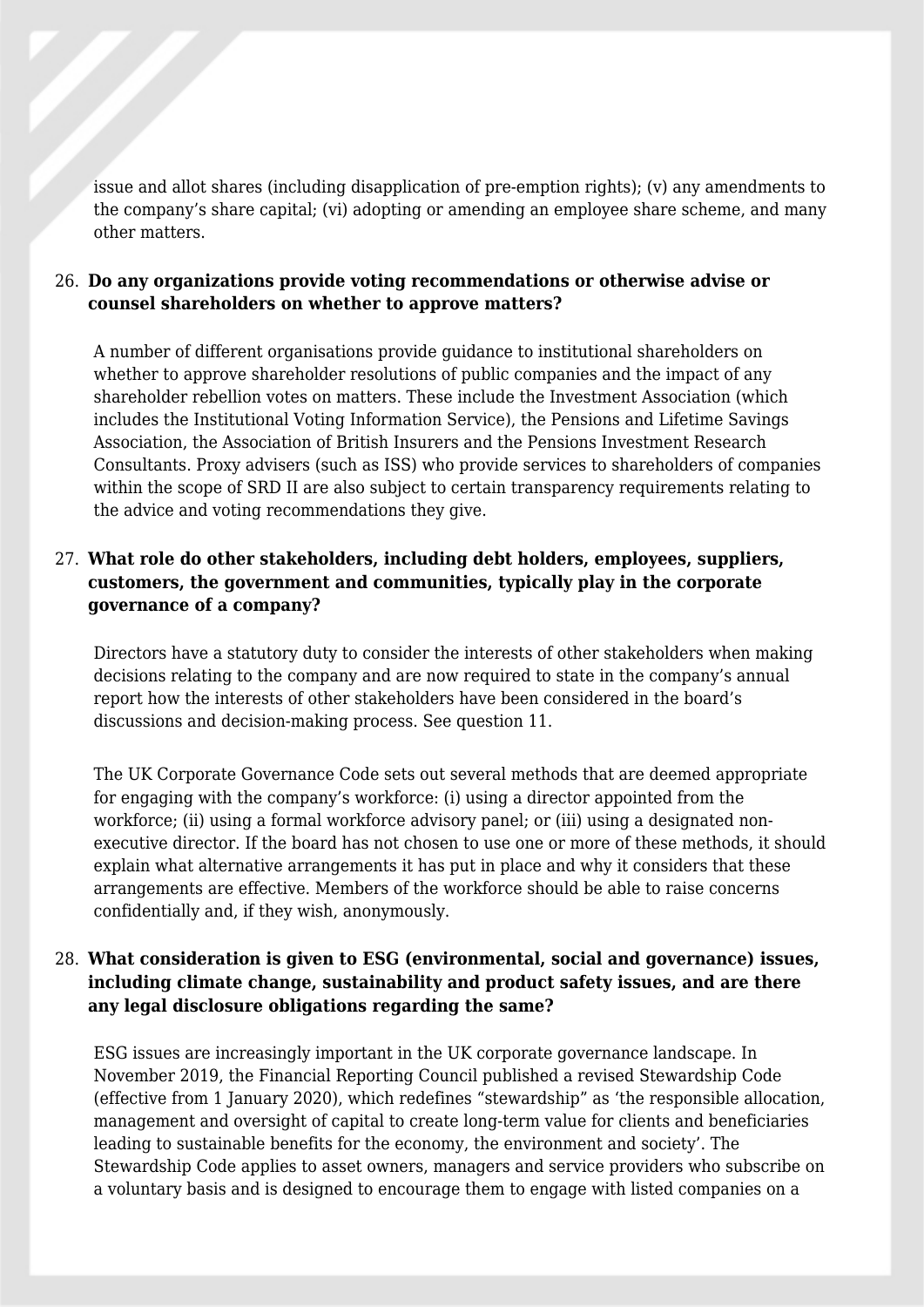issue and allot shares (including disapplication of pre-emption rights); (v) any amendments to the company's share capital; (vi) adopting or amending an employee share scheme, and many other matters.

26. **Do any organizations provide voting recommendations or otherwise advise or counsel shareholders on whether to approve matters?**

A number of different organisations provide guidance to institutional shareholders on whether to approve shareholder resolutions of public companies and the impact of any shareholder rebellion votes on matters. These include the Investment Association (which includes the Institutional Voting Information Service), the Pensions and Lifetime Savings Association, the Association of British Insurers and the Pensions Investment Research Consultants. Proxy advisers (such as ISS) who provide services to shareholders of companies within the scope of SRD II are also subject to certain transparency requirements relating to the advice and voting recommendations they give.

27. **What role do other stakeholders, including debt holders, employees, suppliers, customers, the government and communities, typically play in the corporate governance of a company?**

Directors have a statutory duty to consider the interests of other stakeholders when making decisions relating to the company and are now required to state in the company's annual report how the interests of other stakeholders have been considered in the board's discussions and decision-making process. See question 11.

The UK Corporate Governance Code sets out several methods that are deemed appropriate for engaging with the company's workforce: (i) using a director appointed from the workforce; (ii) using a formal workforce advisory panel; or (iii) using a designated non-executive director. If the board has not chosen to use one or more of these methods, it should explain what alternative arrangements it has put in place and why it considers that these arrangements are effective. Members of the workforce should be able to raise concerns confidentially and, if they wish, anonymously.

28. **What consideration is given to ESG (environmental, social and governance) issues, including climate change, sustainability and product safety issues, and are there any legal disclosure obligations regarding the same?**

ESG issues are increasingly important in the UK corporate governance landscape. In November 2019, the Financial Reporting Council published a revised Stewardship Code (effective from 1 January 2020), which redefines "stewardship" as 'the responsible allocation, management and oversight of capital to create long-term value for clients and beneficiaries leading to sustainable benefits for the economy, the environment and society'. The Stewardship Code applies to asset owners, managers and service providers who subscribe on a voluntary basis and is designed to encourage them to engage with listed companies on a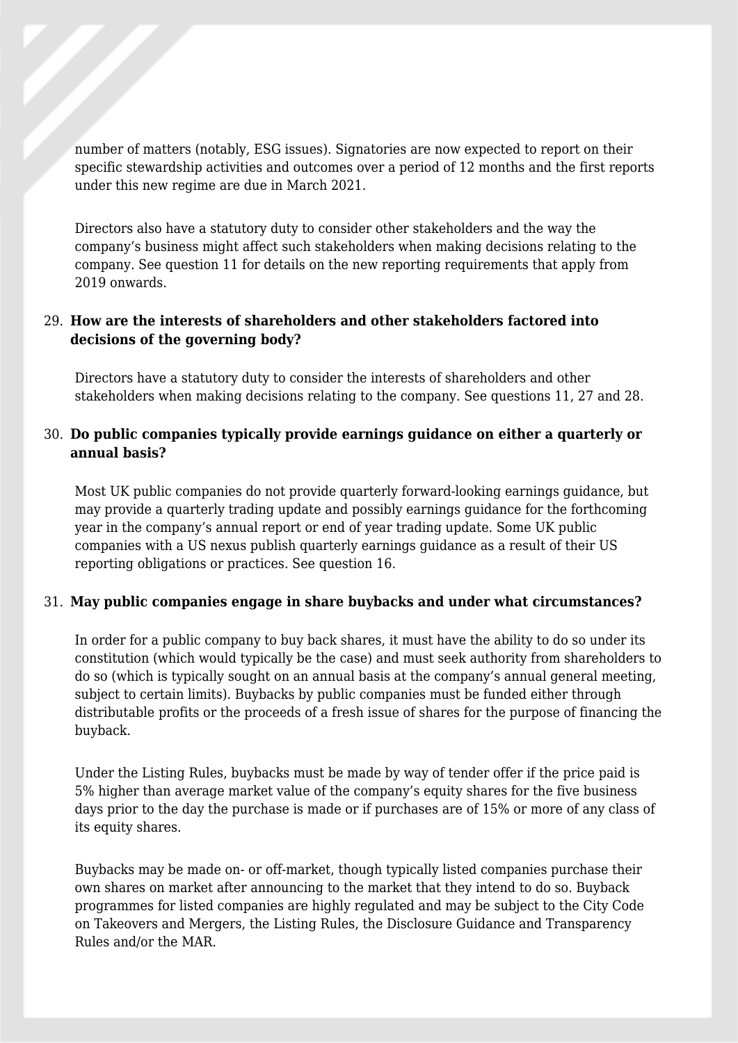number of matters (notably, ESG issues). Signatories are now expected to report on their specific stewardship activities and outcomes over a period of 12 months and the first reports under this new regime are due in March 2021.

Directors also have a statutory duty to consider other stakeholders and the way the company's business might affect such stakeholders when making decisions relating to the company. See question 11 for details on the new reporting requirements that apply from 2019 onwards.

29. **How are the interests of shareholders and other stakeholders factored into decisions of the governing body?**

Directors have a statutory duty to consider the interests of shareholders and other stakeholders when making decisions relating to the company. See questions 11, 27 and 28.

30. **Do public companies typically provide earnings guidance on either a quarterly or annual basis?**

Most UK public companies do not provide quarterly forward-looking earnings guidance, but may provide a quarterly trading update and possibly earnings guidance for the forthcoming year in the company's annual report or end of year trading update. Some UK public companies with a US nexus publish quarterly earnings guidance as a result of their US reporting obligations or practices. See question 16.

31. **May public companies engage in share buybacks and under what circumstances?**

In order for a public company to buy back shares, it must have the ability to do so under its constitution (which would typically be the case) and must seek authority from shareholders to do so (which is typically sought on an annual basis at the company's annual general meeting, subject to certain limits). Buybacks by public companies must be funded either through distributable profits or the proceeds of a fresh issue of shares for the purpose of financing the buyback.

Under the Listing Rules, buybacks must be made by way of tender offer if the price paid is 5% higher than average market value of the company's equity shares for the five business days prior to the day the purchase is made or if purchases are of 15% or more of any class of its equity shares.

Buybacks may be made on- or off-market, though typically listed companies purchase their own shares on market after announcing to the market that they intend to do so. Buyback programmes for listed companies are highly regulated and may be subject to the City Code on Takeovers and Mergers, the Listing Rules, the Disclosure Guidance and Transparency Rules and/or the MAR.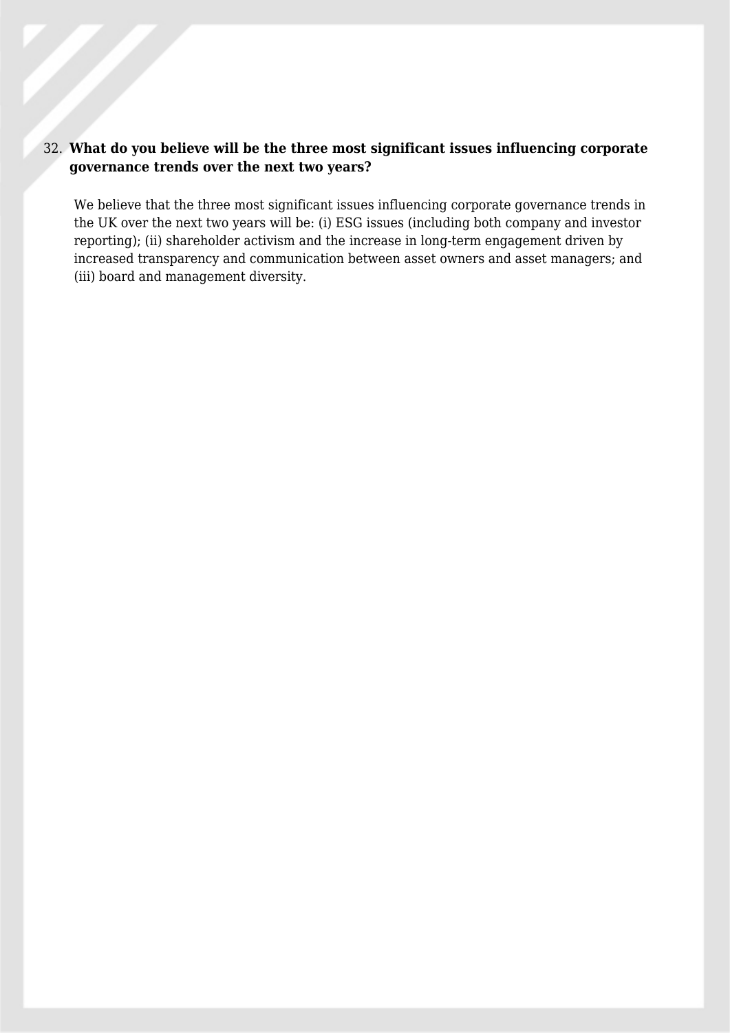32. **What do you believe will be the three most significant issues influencing corporate governance trends over the next two years?**

We believe that the three most significant issues influencing corporate governance trends in the UK over the next two years will be: (i) ESG issues (including both company and investor reporting); (ii) shareholder activism and the increase in long-term engagement driven by increased transparency and communication between asset owners and asset managers; and (iii) board and management diversity.